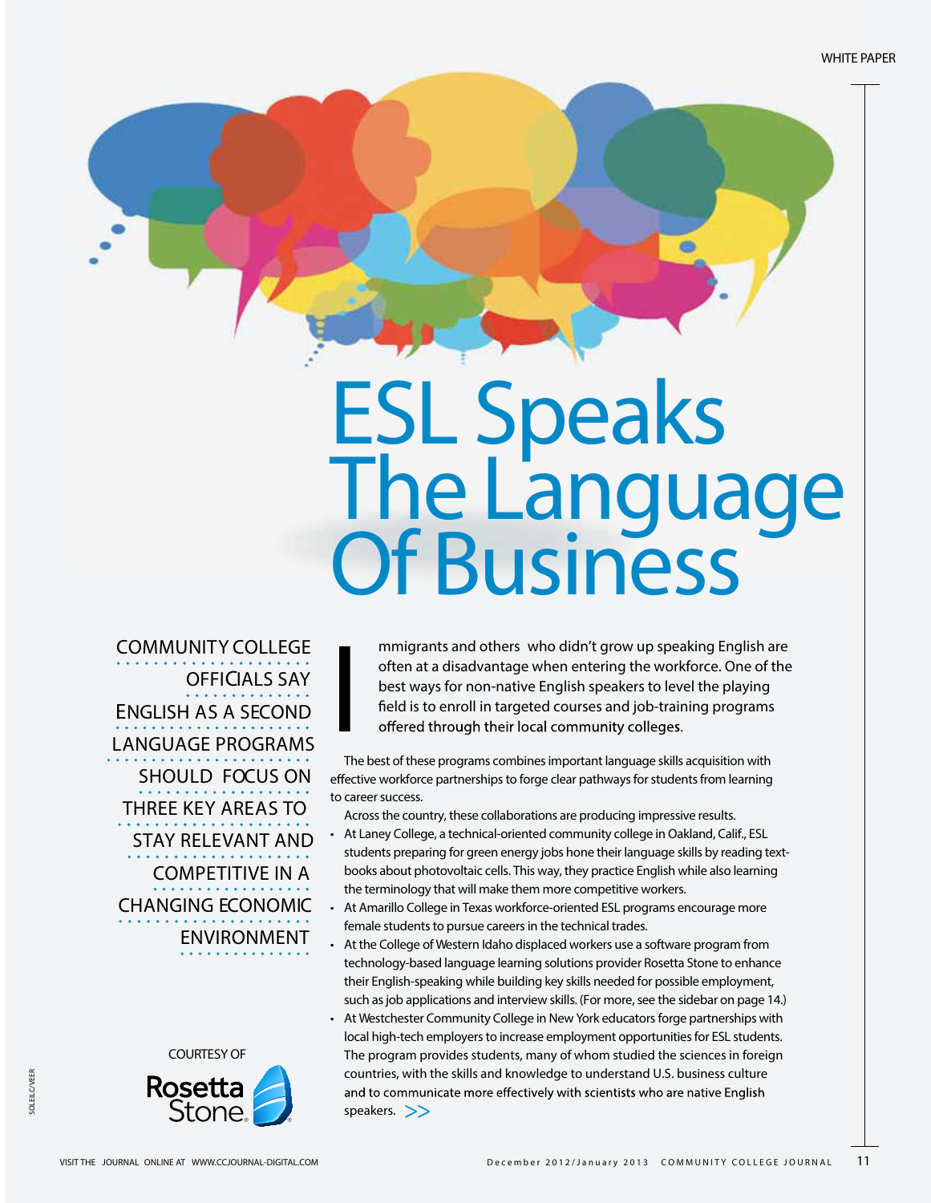WHITE PAPER

# ESL Speaks The Language Of Business

COMMUNITY COLLEGE OFFICIALS SAY ENGLISH AS A SECOND LANGUAGE PROGRAMS SHOULD FOCUS ON THREE KEY AREAS TO STAY RELEVANT AND COMPETITIVE IN A CHANGING ECONOMIC ENVIRONMENT

COURTESY OF Rosetta Stone

Immigrants and others who didn't grow up speaking English are often at a disadvantage when entering the workforce. One of the best ways for non-native English speakers to level the playing field is to enroll in targeted courses and job-training programs offered through their local community colleges.

The best of these programs combines important language skills acquisition with effective workforce partnerships to forge clear pathways for students from learning to career success.

Across the country, these collaborations are producing impressive results.

- At Laney College, a technical-oriented community college in Oakland, Calif., ESL students preparing for green energy jobs hone their language skills by reading text-books about photovoltaic cells. This way, they practice English while also learning the terminology that will make them more competitive workers.
- At Amarillo College in Texas workforce-oriented ESL programs encourage more female students to pursue careers in the technical trades.
- At the College of Western Idaho displaced workers use a software program from technology-based language learning solutions provider Rosetta Stone to enhance their English-speaking while building key skills needed for possible employment, such as job applications and interview skills. (For more, see the sidebar on page 14.)
- At Westchester Community College in New York educators forge partnerships with local high-tech employers to increase employment opportunities for ESL students. The program provides students, many of whom studied the sciences in foreign countries, with the skills and knowledge to understand U.S. business culture and to communicate more effectively with scientists who are native English speakers. >>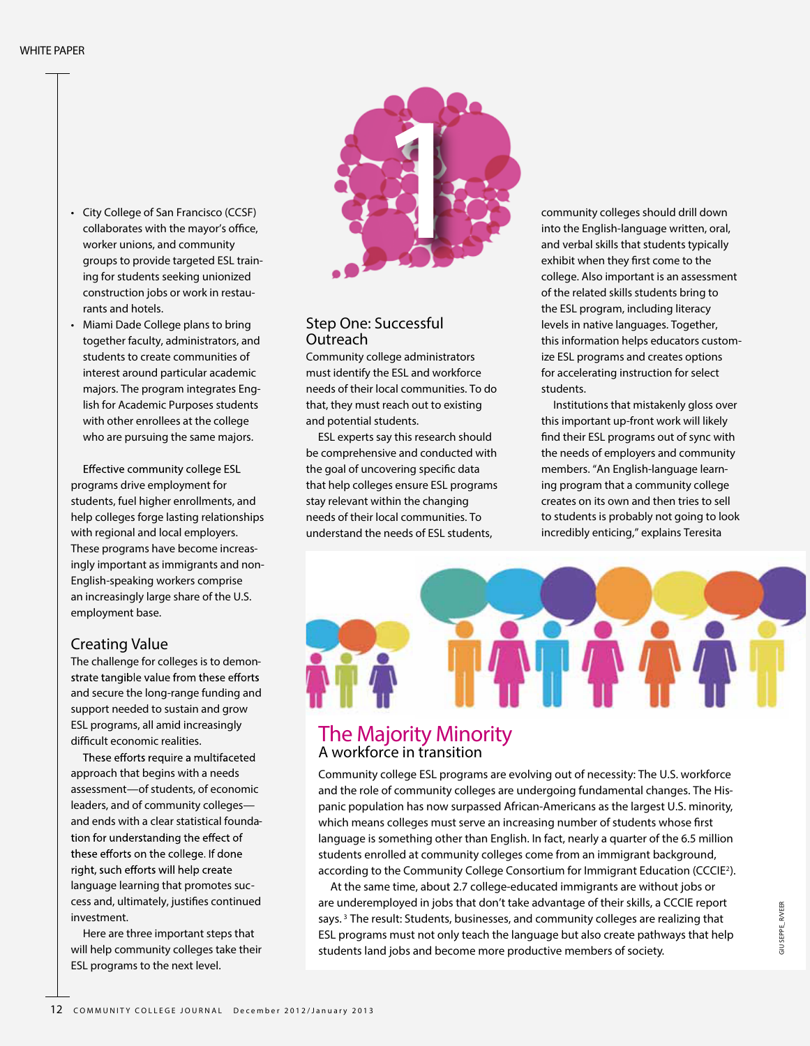- City College of San Francisco (CCSF) collaborates with the mayor's office, worker unions, and community groups to provide targeted ESL training for students seeking unionized construction jobs or work in restaurants and hotels.
- Miami Dade College plans to bring together faculty, administrators, and students to create communities of interest around particular academic majors. The program integrates English for Academic Purposes students with other enrollees at the college who are pursuing the same majors.

Effective community college ESL programs drive employment for students, fuel higher enrollments, and help colleges forge lasting relationships with regional and local employers. These programs have become increasingly important as immigrants and non-English-speaking workers comprise an increasingly large share of the U.S. employment base.

## Creating Value

The challenge for colleges is to demonstrate tangible value from these efforts and secure the long-range funding and support needed to sustain and grow ESL programs, all amid increasingly difficult economic realities.

These efforts require a multifaceted approach that begins with a needs assessment—of students, of economic leaders, and of community colleges—and ends with a clear statistical foundation for understanding the effect of these efforts on the college. If done right, such efforts will help create language learning that promotes success and, ultimately, justifies continued investment.

Here are three important steps that will help community colleges take their ESL programs to the next level.

## Step One: Successful Outreach

Community college administrators must identify the ESL and workforce needs of their local communities. To do that, they must reach out to existing and potential students.

ESL experts say this research should be comprehensive and conducted with the goal of uncovering specific data that help colleges ensure ESL programs stay relevant within the changing needs of their local communities. To understand the needs of ESL students, community colleges should drill down into the English-language written, oral, and verbal skills that students typically exhibit when they first come to the college. Also important is an assessment of the related skills students bring to the ESL program, including literacy levels in native languages. Together, this information helps educators customize ESL programs and creates options for accelerating instruction for select students.

Institutions that mistakenly gloss over this important up-front work will likely find their ESL programs out of sync with the needs of employers and community members. "An English-language learning program that a community college creates on its own and then tries to sell to students is probably not going to look incredibly enticing," explains Teresita

## The Majority Minority

### A workforce in transition

Community college ESL programs are evolving out of necessity: The U.S. workforce and the role of community colleges are undergoing fundamental changes. The Hispanic population has now surpassed African-Americans as the largest U.S. minority, which means colleges must serve an increasing number of students whose first language is something other than English. In fact, nearly a quarter of the 6.5 million students enrolled at community colleges come from an immigrant background, according to the Community College Consortium for Immigrant Education (CCCIE[2]).

At the same time, about 2.7 college-educated immigrants are without jobs or are underemployed in jobs that don't take advantage of their skills, a CCCIE report says.[3] The result: Students, businesses, and community colleges are realizing that ESL programs must not only teach the language but also create pathways that help students land jobs and become more productive members of society.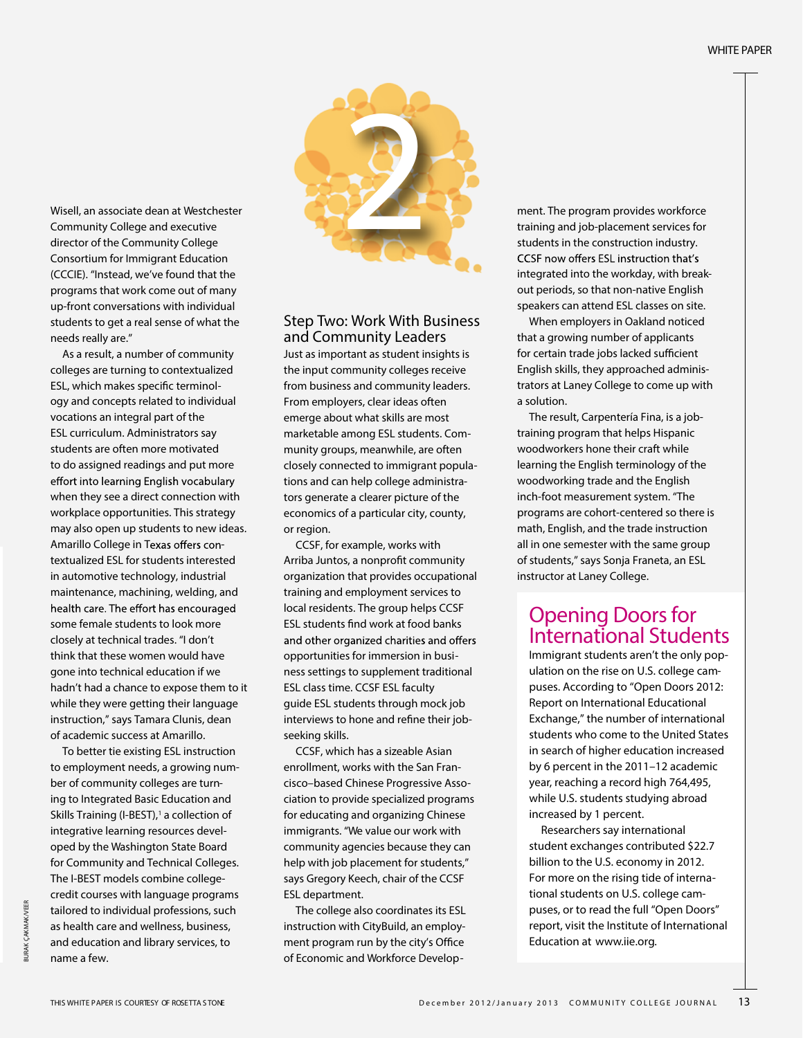Wisell, an associate dean at Westchester Community College and executive director of the Community College Consortium for Immigrant Education (CCCIE). "Instead, we've found that the programs that work come out of many up-front conversations with individual students to get a real sense of what the needs really are."

As a result, a number of community colleges are turning to contextualized ESL, which makes specific terminology and concepts related to individual vocations an integral part of the ESL curriculum. Administrators say students are often more motivated to do assigned readings and put more effort into learning English vocabulary when they see a direct connection with workplace opportunities. This strategy may also open up students to new ideas. Amarillo College in Texas offers contextualized ESL for students interested in automotive technology, industrial maintenance, machining, welding, and health care. The effort has encouraged some female students to look more closely at technical trades. "I don't think that these women would have gone into technical education if we hadn't had a chance to expose them to it while they were getting their language instruction," says Tamara Clunis, dean of academic success at Amarillo.

To better tie existing ESL instruction to employment needs, a growing number of community colleges are turning to Integrated Basic Education and Skills Training (I-BEST),[1] a collection of integrative learning resources developed by the Washington State Board for Community and Technical Colleges. The I-BEST models combine college-credit courses with language programs tailored to individual professions, such as health care and wellness, business, and education and library services, to name a few.

## Step Two: Work With Business and Community Leaders

Just as important as student insights is the input community colleges receive from business and community leaders. From employers, clear ideas often emerge about what skills are most marketable among ESL students. Community groups, meanwhile, are often closely connected to immigrant populations and can help college administrators generate a clearer picture of the economics of a particular city, county, or region.

CCSF, for example, works with Arriba Juntos, a nonprofit community organization that provides occupational training and employment services to local residents. The group helps CCSF ESL students find work at food banks and other organized charities and offers opportunities for immersion in business settings to supplement traditional ESL class time. CCSF ESL faculty guide ESL students through mock job interviews to hone and refine their job-seeking skills.

CCSF, which has a sizeable Asian enrollment, works with the San Francisco–based Chinese Progressive Association to provide specialized programs for educating and organizing Chinese immigrants. "We value our work with community agencies because they can help with job placement for students," says Gregory Keech, chair of the CCSF ESL department.

The college also coordinates its ESL instruction with CityBuild, an employment program run by the city's Office of Economic and Workforce Development. The program provides workforce training and job-placement services for students in the construction industry. CCSF now offers ESL instruction that's integrated into the workday, with breakout periods, so that non-native English speakers can attend ESL classes on site.

When employers in Oakland noticed that a growing number of applicants for certain trade jobs lacked sufficient English skills, they approached administrators at Laney College to come up with a solution.

The result, Carpentería Fina, is a job-training program that helps Hispanic woodworkers hone their craft while learning the English terminology of the woodworking trade and the English inch-foot measurement system. "The programs are cohort-centered so there is math, English, and the trade instruction all in one semester with the same group of students," says Sonja Franeta, an ESL instructor at Laney College.

## Opening Doors for International Students

Immigrant students aren't the only population on the rise on U.S. college campuses. According to "Open Doors 2012: Report on International Educational Exchange," the number of international students who come to the United States in search of higher education increased by 6 percent in the 2011–12 academic year, reaching a record high 764,495, while U.S. students studying abroad increased by 1 percent.

Researchers say international student exchanges contributed $22.7 billion to the U.S. economy in 2012. For more on the rising tide of international students on U.S. college campuses, or to read the full "Open Doors" report, visit the Institute of International Education at www.iie.org.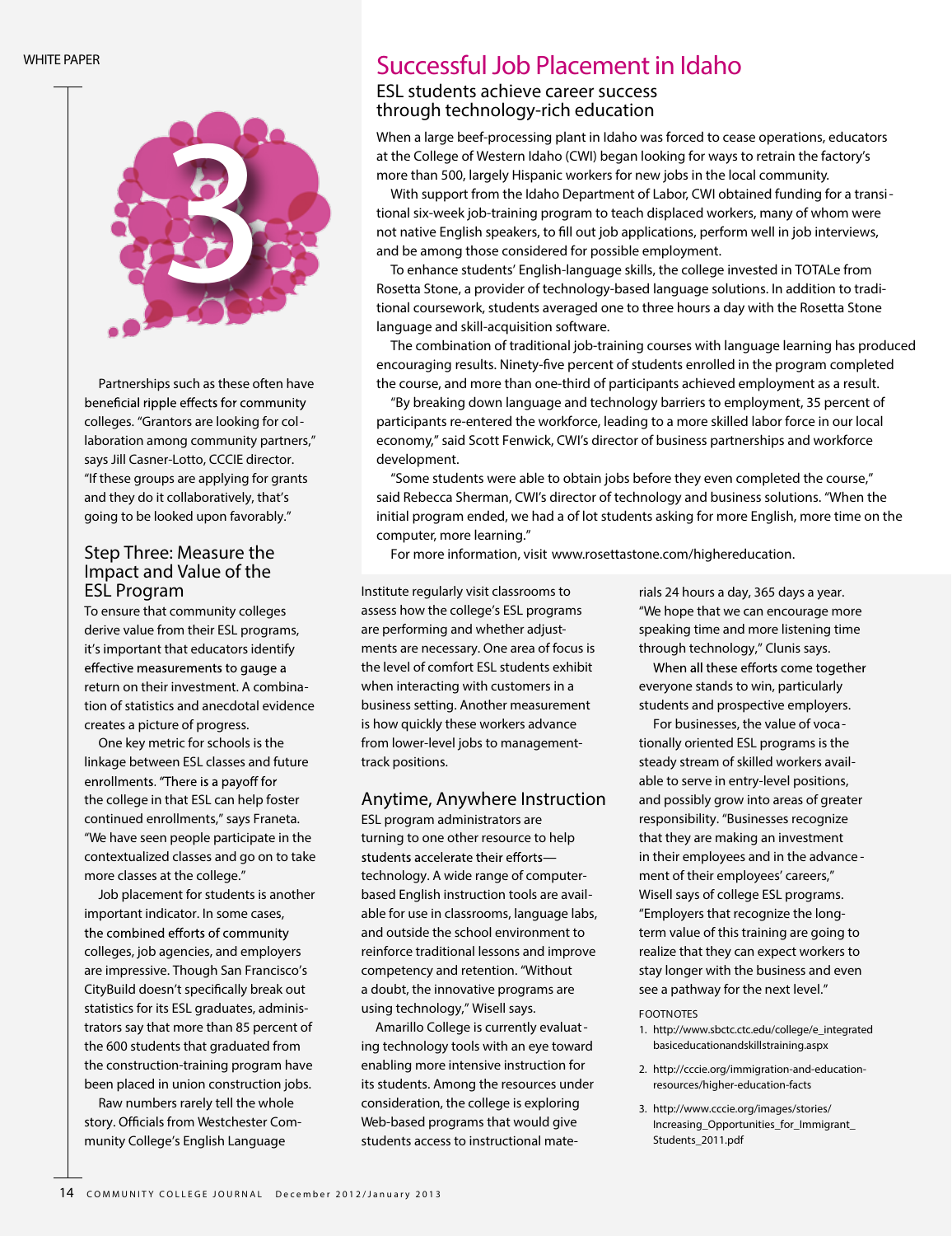## Successful Job Placement in Idaho

### ESL students achieve career success through technology-rich education

When a large beef-processing plant in Idaho was forced to cease operations, educators at the College of Western Idaho (CWI) began looking for ways to retrain the factory's more than 500, largely Hispanic workers for new jobs in the local community.

With support from the Idaho Department of Labor, CWI obtained funding for a transitional six-week job-training program to teach displaced workers, many of whom were not native English speakers, to fill out job applications, perform well in job interviews, and be among those considered for possible employment.

To enhance students' English-language skills, the college invested in TOTALe from Rosetta Stone, a provider of technology-based language solutions. In addition to traditional coursework, students averaged one to three hours a day with the Rosetta Stone language and skill-acquisition software.

The combination of traditional job-training courses with language learning has produced encouraging results. Ninety-five percent of students enrolled in the program completed the course, and more than one-third of participants achieved employment as a result.

"By breaking down language and technology barriers to employment, 35 percent of participants re-entered the workforce, leading to a more skilled labor force in our local economy," said Scott Fenwick, CWI's director of business partnerships and workforce development.

"Some students were able to obtain jobs before they even completed the course," said Rebecca Sherman, CWI's director of technology and business solutions. "When the initial program ended, we had a of lot students asking for more English, more time on the computer, more learning."

For more information, visit www.rosettastone.com/highereducation.

---

Partnerships such as these often have beneficial ripple effects for community colleges. "Grantors are looking for collaboration among community partners," says Jill Casner-Lotto, CCCIE director. "If these groups are applying for grants and they do it collaboratively, that's going to be looked upon favorably."

### Step Three: Measure the Impact and Value of the ESL Program

To ensure that community colleges derive value from their ESL programs, it's important that educators identify effective measurements to gauge a return on their investment. A combination of statistics and anecdotal evidence creates a picture of progress.

One key metric for schools is the linkage between ESL classes and future enrollments. "There is a payoff for the college in that ESL can help foster continued enrollments," says Franeta. "We have seen people participate in the contextualized classes and go on to take more classes at the college."

Job placement for students is another important indicator. In some cases, the combined efforts of community colleges, job agencies, and employers are impressive. Though San Francisco's CityBuild doesn't specifically break out statistics for its ESL graduates, administrators say that more than 85 percent of the 600 students that graduated from the construction-training program have been placed in union construction jobs.

Raw numbers rarely tell the whole story. Officials from Westchester Community College's English Language Institute regularly visit classrooms to assess how the college's ESL programs are performing and whether adjustments are necessary. One area of focus is the level of comfort ESL students exhibit when interacting with customers in a business setting. Another measurement is how quickly these workers advance from lower-level jobs to management-track positions.

### Anytime, Anywhere Instruction

ESL program administrators are turning to one other resource to help students accelerate their efforts—technology. A wide range of computer-based English instruction tools are available for use in classrooms, language labs, and outside the school environment to reinforce traditional lessons and improve competency and retention. "Without a doubt, the innovative programs are using technology," Wisell says.

Amarillo College is currently evaluating technology tools with an eye toward enabling more intensive instruction for its students. Among the resources under consideration, the college is exploring Web-based programs that would give students access to instructional materials 24 hours a day, 365 days a year. "We hope that we can encourage more speaking time and more listening time through technology," Clunis says.

When all these efforts come together everyone stands to win, particularly students and prospective employers.

For businesses, the value of vocationally oriented ESL programs is the steady stream of skilled workers available to serve in entry-level positions, and possibly grow into areas of greater responsibility. "Businesses recognize that they are making an investment in their employees and in the advancement of their employees' careers," Wisell says of college ESL programs. "Employers that recognize the long-term value of this training are going to realize that they can expect workers to stay longer with the business and even see a pathway for the next level."

FOOTNOTES

1. http://www.sbctc.ctc.edu/college/e_integratedbasiceducationandskillstraining.aspx
2. http://cccie.org/immigration-and-education-resources/higher-education-facts
3. http://www.cccie.org/images/stories/Increasing_Opportunities_for_Immigrant_Students_2011.pdf